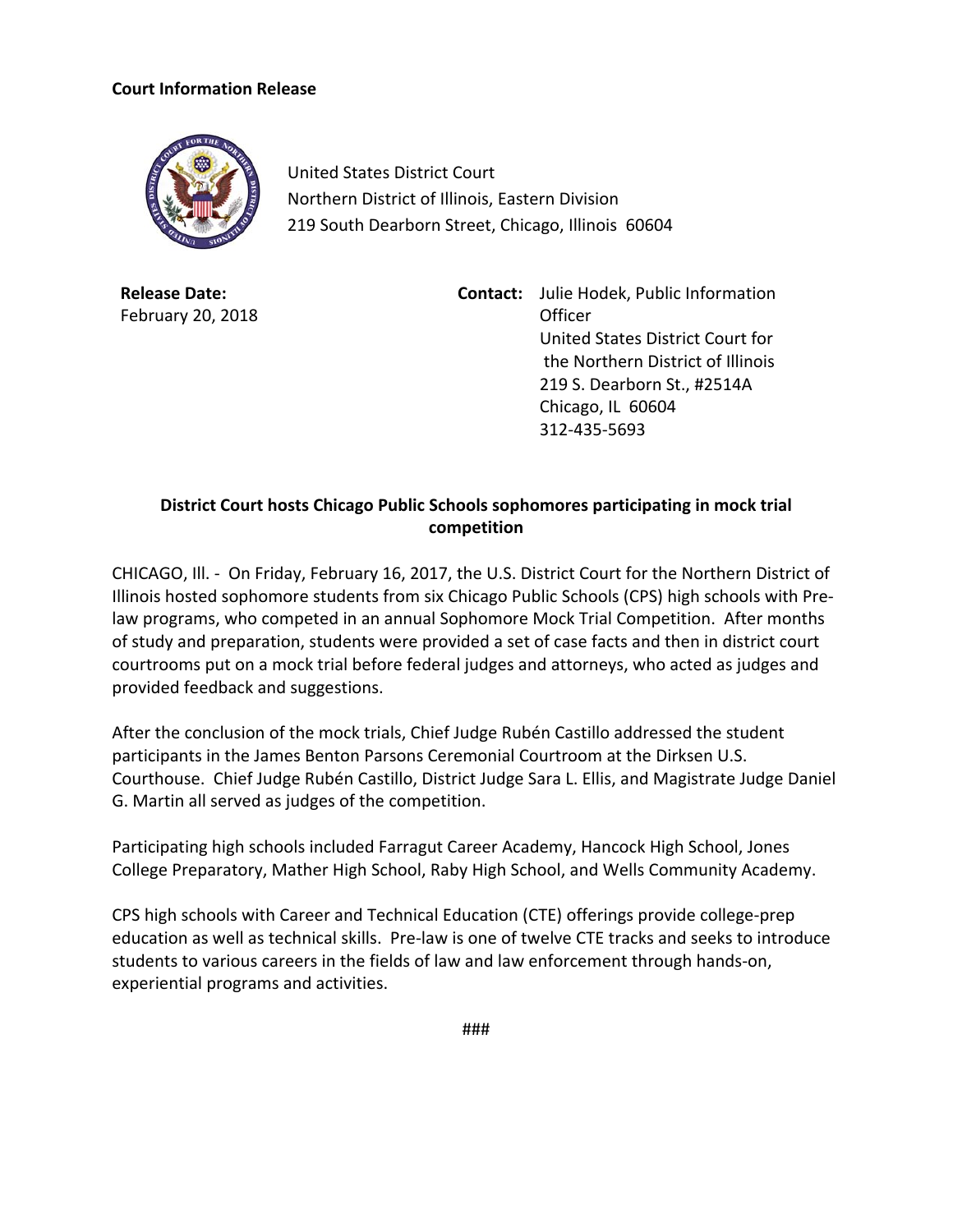**Court Information Release**

United States District Court
Northern District of Illinois, Eastern Division
219 South Dearborn Street, Chicago, Illinois 60604

**Release Date:**
February 20, 2018

**Contact:** Julie Hodek, Public Information Officer
United States District Court for the Northern District of Illinois
219 S. Dearborn St., #2514A
Chicago, IL 60604
312-435-5693

## District Court hosts Chicago Public Schools sophomores participating in mock trial competition

CHICAGO, Ill. - On Friday, February 16, 2017, the U.S. District Court for the Northern District of Illinois hosted sophomore students from six Chicago Public Schools (CPS) high schools with Pre-law programs, who competed in an annual Sophomore Mock Trial Competition. After months of study and preparation, students were provided a set of case facts and then in district court courtrooms put on a mock trial before federal judges and attorneys, who acted as judges and provided feedback and suggestions.

After the conclusion of the mock trials, Chief Judge Rubén Castillo addressed the student participants in the James Benton Parsons Ceremonial Courtroom at the Dirksen U.S. Courthouse. Chief Judge Rubén Castillo, District Judge Sara L. Ellis, and Magistrate Judge Daniel G. Martin all served as judges of the competition.

Participating high schools included Farragut Career Academy, Hancock High School, Jones College Preparatory, Mather High School, Raby High School, and Wells Community Academy.

CPS high schools with Career and Technical Education (CTE) offerings provide college-prep education as well as technical skills. Pre-law is one of twelve CTE tracks and seeks to introduce students to various careers in the fields of law and law enforcement through hands-on, experiential programs and activities.

###